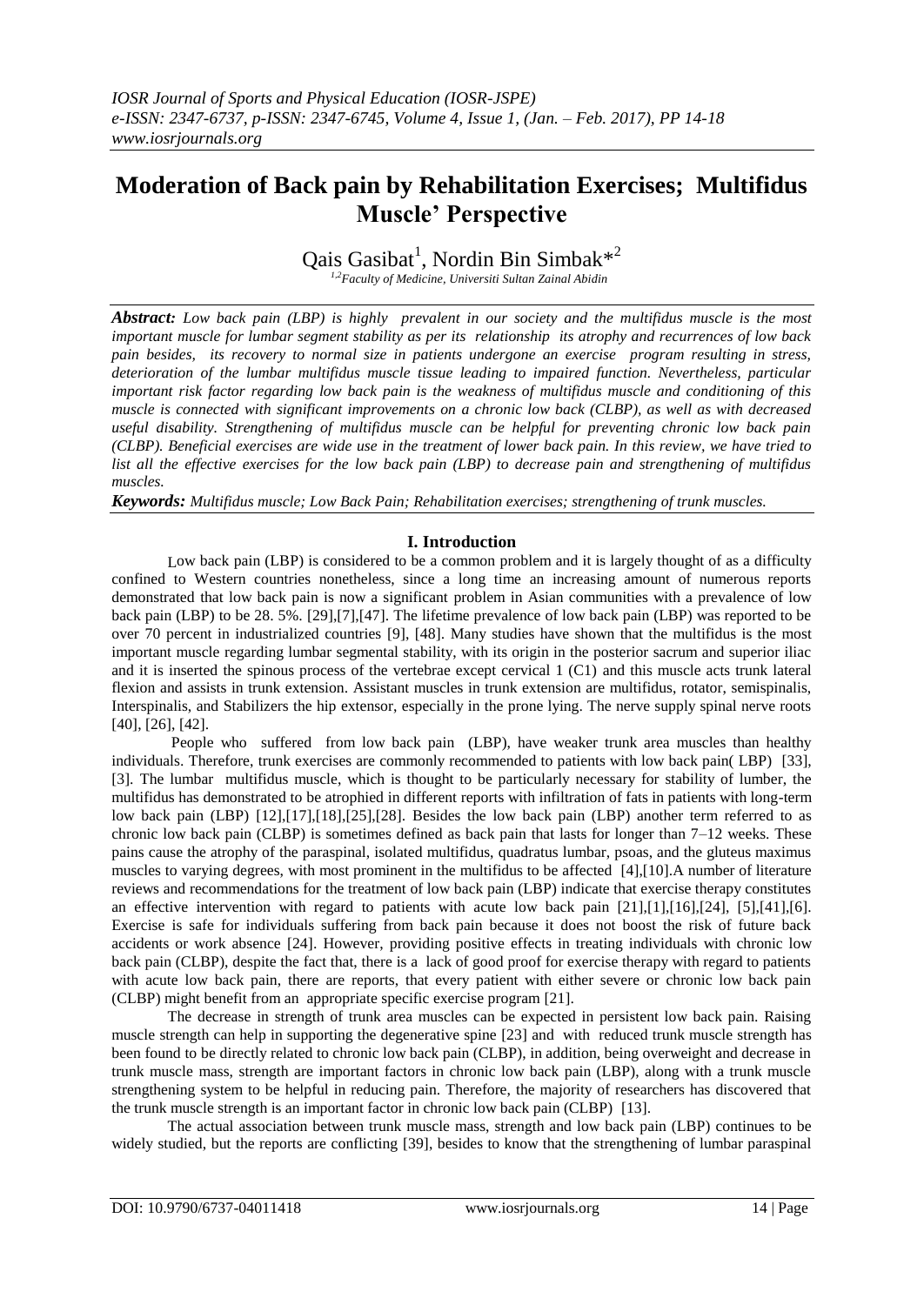# Moderation of Back pain by Rehabilitation Exercises; Multifidus Muscle' Perspective

Qais Gasibat[1], Nordin Bin Simbak*[2]

[1,2]*Faculty of Medicine, Universiti Sultan Zainal Abidin*

***Abstract:*** *Low back pain (LBP) is highly prevalent in our society and the multifidus muscle is the most important muscle for lumbar segment stability as per its relationship its atrophy and recurrences of low back pain besides, its recovery to normal size in patients undergone an exercise program resulting in stress, deterioration of the lumbar multifidus muscle tissue leading to impaired function. Nevertheless, particular important risk factor regarding low back pain is the weakness of multifidus muscle and conditioning of this muscle is connected with significant improvements on a chronic low back (CLBP), as well as with decreased useful disability. Strengthening of multifidus muscle can be helpful for preventing chronic low back pain (CLBP). Beneficial exercises are wide use in the treatment of lower back pain. In this review, we have tried to list all the effective exercises for the low back pain (LBP) to decrease pain and strengthening of multifidus muscles.*

***Keywords:*** *Multifidus muscle; Low Back Pain; Rehabilitation exercises; strengthening of trunk muscles.*

## I. Introduction

Low back pain (LBP) is considered to be a common problem and it is largely thought of as a difficulty confined to Western countries nonetheless, since a long time an increasing amount of numerous reports demonstrated that low back pain is now a significant problem in Asian communities with a prevalence of low back pain (LBP) to be 28. 5%. [29],[7],[47]. The lifetime prevalence of low back pain (LBP) was reported to be over 70 percent in industrialized countries [9], [48]. Many studies have shown that the multifidus is the most important muscle regarding lumbar segmental stability, with its origin in the posterior sacrum and superior iliac and it is inserted the spinous process of the vertebrae except cervical 1 (C1) and this muscle acts trunk lateral flexion and assists in trunk extension. Assistant muscles in trunk extension are multifidus, rotator, semispinalis, Interspinalis, and Stabilizers the hip extensor, especially in the prone lying. The nerve supply spinal nerve roots [40], [26], [42].

People who suffered from low back pain (LBP), have weaker trunk area muscles than healthy individuals. Therefore, trunk exercises are commonly recommended to patients with low back pain( LBP) [33], [3]. The lumbar multifidus muscle, which is thought to be particularly necessary for stability of lumber, the multifidus has demonstrated to be atrophied in different reports with infiltration of fats in patients with long-term low back pain (LBP) [12],[17],[18],[25],[28]. Besides the low back pain (LBP) another term referred to as chronic low back pain (CLBP) is sometimes defined as back pain that lasts for longer than 7–12 weeks. These pains cause the atrophy of the paraspinal, isolated multifidus, quadratus lumbar, psoas, and the gluteus maximus muscles to varying degrees, with most prominent in the multifidus to be affected [4],[10].A number of literature reviews and recommendations for the treatment of low back pain (LBP) indicate that exercise therapy constitutes an effective intervention with regard to patients with acute low back pain [21],[1],[16],[24], [5],[41],[6]. Exercise is safe for individuals suffering from back pain because it does not boost the risk of future back accidents or work absence [24]. However, providing positive effects in treating individuals with chronic low back pain (CLBP), despite the fact that, there is a lack of good proof for exercise therapy with regard to patients with acute low back pain, there are reports, that every patient with either severe or chronic low back pain (CLBP) might benefit from an appropriate specific exercise program [21].

The decrease in strength of trunk area muscles can be expected in persistent low back pain. Raising muscle strength can help in supporting the degenerative spine [23] and with reduced trunk muscle strength has been found to be directly related to chronic low back pain (CLBP), in addition, being overweight and decrease in trunk muscle mass, strength are important factors in chronic low back pain (LBP), along with a trunk muscle strengthening system to be helpful in reducing pain. Therefore, the majority of researchers has discovered that the trunk muscle strength is an important factor in chronic low back pain (CLBP) [13].

The actual association between trunk muscle mass, strength and low back pain (LBP) continues to be widely studied, but the reports are conflicting [39], besides to know that the strengthening of lumbar paraspinal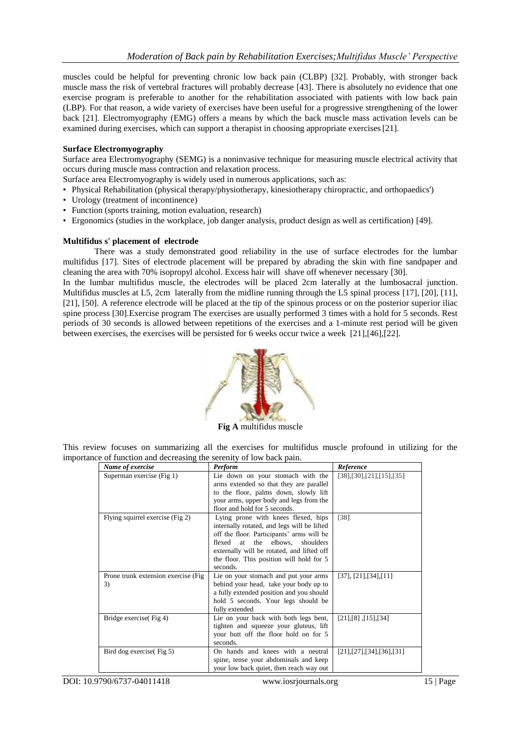muscles could be helpful for preventing chronic low back pain (CLBP) [32]. Probably, with stronger back muscle mass the risk of vertebral fractures will probably decrease [43]. There is absolutely no evidence that one exercise program is preferable to another for the rehabilitation associated with patients with low back pain (LBP). For that reason, a wide variety of exercises have been useful for a progressive strengthening of the lower back [21]. Electromyography (EMG) offers a means by which the back muscle mass activation levels can be examined during exercises, which can support a therapist in choosing appropriate exercises [21].

**Surface Electromyography**

Surface area Electromyography (SEMG) is a noninvasive technique for measuring muscle electrical activity that occurs during muscle mass contraction and relaxation process.

Surface area Electromyography is widely used in numerous applications, such as:

- Physical Rehabilitation (physical therapy/physiotherapy, kinesiotherapy chiropractic, and orthopaedics')
- Urology (treatment of incontinence)
- Function (sports training, motion evaluation, research)
- Ergonomics (studies in the workplace, job danger analysis, product design as well as certification) [49].

**Multifidus s' placement of electrode**

There was a study demonstrated good reliability in the use of surface electrodes for the lumbar multifidus [17]. Sites of electrode placement will be prepared by abrading the skin with fine sandpaper and cleaning the area with 70% isopropyl alcohol. Excess hair will shave off whenever necessary [30].

In the lumbar multifidus muscle, the electrodes will be placed 2cm laterally at the lumbosacral junction. Multifidus muscles at L5, 2cm laterally from the midline running through the L5 spinal process [17], [20], [11], [21], [50]. A reference electrode will be placed at the tip of the spinous process or on the posterior superior iliac spine process [30].Exercise program The exercises are usually performed 3 times with a hold for 5 seconds. Rest periods of 30 seconds is allowed between repetitions of the exercises and a 1-minute rest period will be given between exercises, the exercises will be persisted for 6 weeks occur twice a week [21],[46],[22].

**Fig A** multifidus muscle

This review focuses on summarizing all the exercises for multifidus muscle profound in utilizing for the importance of function and decreasing the serenity of low back pain.

| *Name of exercise* | *Perform* | *Reference* |
| --- | --- | --- |
| Superman exercise (Fig 1) | Lie down on your stomach with the arms extended so that they are parallel to the floor, palms down, slowly lift your arms, upper body and legs from the floor and hold for 5 seconds. | [38],[30],[21],[15],[35] |
| Flying squirrel exercise (Fig 2) | Lying prone with knees flexed, hips internally rotated, and legs will be lifted off the floor. Participants' arms will be flexed at the elbows, shoulders externally will be rotated, and lifted off the floor. This position will hold for 5 seconds. | [38] |
| Prone trunk extension exercise (Fig 3) | Lie on your stomach and put your arms behind your head, take your body up to a fully extended position and you should hold 5 seconds. Your legs should be fully extended | [37], [21],[34],[11] |
| Bridge exercise( Fig 4) | Lie on your back with both legs bent, tighten and squeeze your gluteus, lift your butt off the floor hold on for 5 seconds. | [21],[8] ,[15],[34] |
| Bird dog exercise( Fig 5) | On hands and knees with a neutral spine, tense your abdominals and keep your low back quiet, then reach way out | [21],[27],[34],[36],[31] |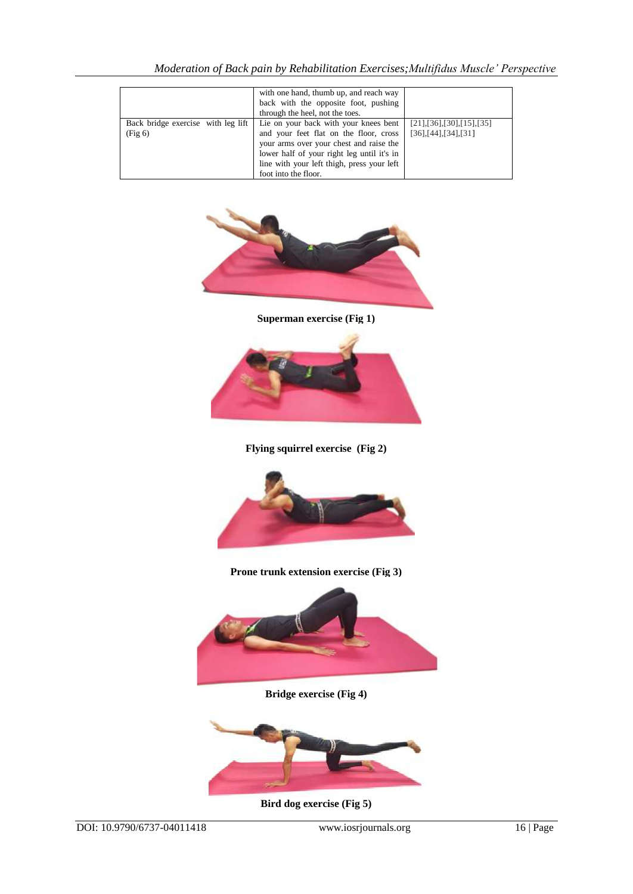|  | with one hand, thumb up, and reach way back with the opposite foot, pushing through the heel, not the toes. |  |
|---|---|---|
| Back bridge exercise with leg lift (Fig 6) | Lie on your back with your knees bent and your feet flat on the floor, cross your arms over your chest and raise the lower half of your right leg until it's in line with your left thigh, press your left foot into the floor. | [21],[36],[30],[15],[35] [36],[44],[34],[31] |

**Superman exercise (Fig 1)**

**Flying squirrel exercise (Fig 2)**

**Prone trunk extension exercise (Fig 3)**

**Bridge exercise (Fig 4)**

**Bird dog exercise (Fig 5)**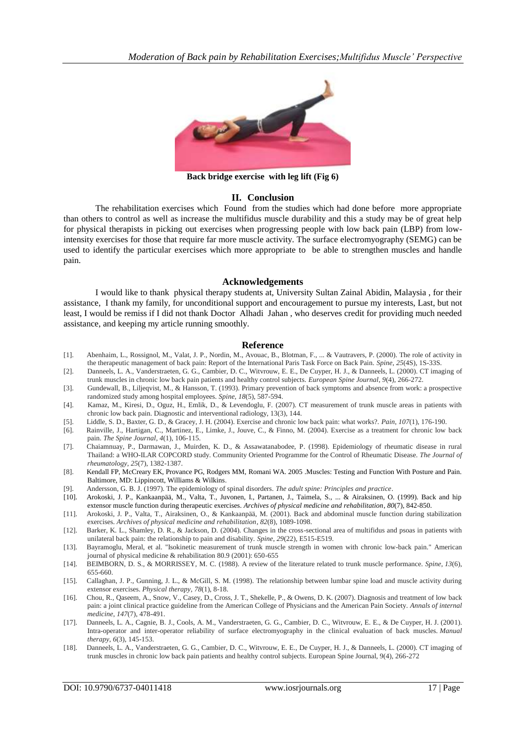**Back bridge exercise with leg lift (Fig 6)**

## II. Conclusion

The rehabilitation exercises which Found from the studies which had done before more appropriate than others to control as well as increase the multifidus muscle durability and this a study may be of great help for physical therapists in picking out exercises when progressing people with low back pain (LBP) from low-intensity exercises for those that require far more muscle activity. The surface electromyography (SEMG) can be used to identify the particular exercises which more appropriate to be able to strengthen muscles and handle pain.

## Acknowledgements

I would like to thank physical therapy students at, University Sultan Zainal Abidin, Malaysia , for their assistance, I thank my family, for unconditional support and encouragement to pursue my interests, Last, but not least, I would be remiss if I did not thank Doctor Alhadi Jahan , who deserves credit for providing much needed assistance, and keeping my article running smoothly.

## Reference

[1]. Abenhaim, L., Rossignol, M., Valat, J. P., Nordin, M., Avouac, B., Blotman, F., ... & Vautravers, P. (2000). The role of activity in the therapeutic management of back pain: Report of the International Paris Task Force on Back Pain. *Spine*, *25*(4S), 1S-33S.

[2]. Danneels, L. A., Vanderstraeten, G. G., Cambier, D. C., Witvrouw, E. E., De Cuyper, H. J., & Danneels, L. (2000). CT imaging of trunk muscles in chronic low back pain patients and healthy control subjects. *European Spine Journal*, *9*(4), 266-272.

[3]. Gundewall, B., Liljeqvist, M., & Hansson, T. (1993). Primary prevention of back symptoms and absence from work: a prospective randomized study among hospital employees. *Spine*, *18*(5), 587-594.

[4]. Kamaz, M., Kiresi, D., Oguz, H., Emlik, D., & Levendoglu, F. (2007). CT measurement of trunk muscle areas in patients with chronic low back pain. Diagnostic and interventional radiology, 13(3), 144.

[5]. Liddle, S. D., Baxter, G. D., & Gracey, J. H. (2004). Exercise and chronic low back pain: what works?. *Pain*, *107*(1), 176-190.

[6]. Rainville, J., Hartigan, C., Martinez, E., Limke, J., Jouve, C., & Finno, M. (2004). Exercise as a treatment for chronic low back pain. *The Spine Journal*, *4*(1), 106-115.

[7]. Chaiamnuay, P., Darmawan, J., Muirden, K. D., & Assawatanabodee, P. (1998). Epidemiology of rheumatic disease in rural Thailand: a WHO-ILAR COPCORD study. Community Oriented Programme for the Control of Rheumatic Disease. *The Journal of rheumatology*, *25*(7), 1382-1387.

[8]. Kendall FP, McCreary EK, Provance PG, Rodgers MM, Romani WA. 2005 .Muscles: Testing and Function With Posture and Pain. Baltimore, MD: Lippincott, Williams & Wilkins.

[9]. Andersson, G. B. J. (1997). The epidemiology of spinal disorders. *The adult spine: Principles and practice*.

[10]. Arokoski, J. P., Kankaanpää, M., Valta, T., Juvonen, I., Partanen, J., Taimela, S., ... & Airaksinen, O. (1999). Back and hip extensor muscle function during therapeutic exercises. *Archives of physical medicine and rehabilitation*, *80*(7), 842-850.

[11]. Arokoski, J. P., Valta, T., Airaksinen, O., & Kankaanpää, M. (2001). Back and abdominal muscle function during stabilization exercises. *Archives of physical medicine and rehabilitation*, *82*(8), 1089-1098.

[12]. Barker, K. L., Shamley, D. R., & Jackson, D. (2004). Changes in the cross-sectional area of multifidus and psoas in patients with unilateral back pain: the relationship to pain and disability. *Spine*, *29*(22), E515-E519.

[13]. Bayramoglu, Meral, et al. "Isokinetic measurement of trunk muscle strength in women with chronic low-back pain." American journal of physical medicine & rehabilitation 80.9 (2001): 650-655

[14]. BEIMBORN, D. S., & MORRISSEY, M. C. (1988). A review of the literature related to trunk muscle performance. *Spine*, *13*(6), 655-660.

[15]. Callaghan, J. P., Gunning, J. L., & McGill, S. M. (1998). The relationship between lumbar spine load and muscle activity during extensor exercises. *Physical therapy*, *78*(1), 8-18.

[16]. Chou, R., Qaseem, A., Snow, V., Casey, D., Cross, J. T., Shekelle, P., & Owens, D. K. (2007). Diagnosis and treatment of low back pain: a joint clinical practice guideline from the American College of Physicians and the American Pain Society. *Annals of internal medicine*, *147*(7), 478-491.

[17]. Danneels, L. A., Cagnie, B. J., Cools, A. M., Vanderstraeten, G. G., Cambier, D. C., Witvrouw, E. E., & De Cuyper, H. J. (2001). Intra-operator and inter-operator reliability of surface electromyography in the clinical evaluation of back muscles. *Manual therapy*, *6*(3), 145-153.

[18]. Danneels, L. A., Vanderstraeten, G. G., Cambier, D. C., Witvrouw, E. E., De Cuyper, H. J., & Danneels, L. (2000). CT imaging of trunk muscles in chronic low back pain patients and healthy control subjects. European Spine Journal, 9(4), 266-272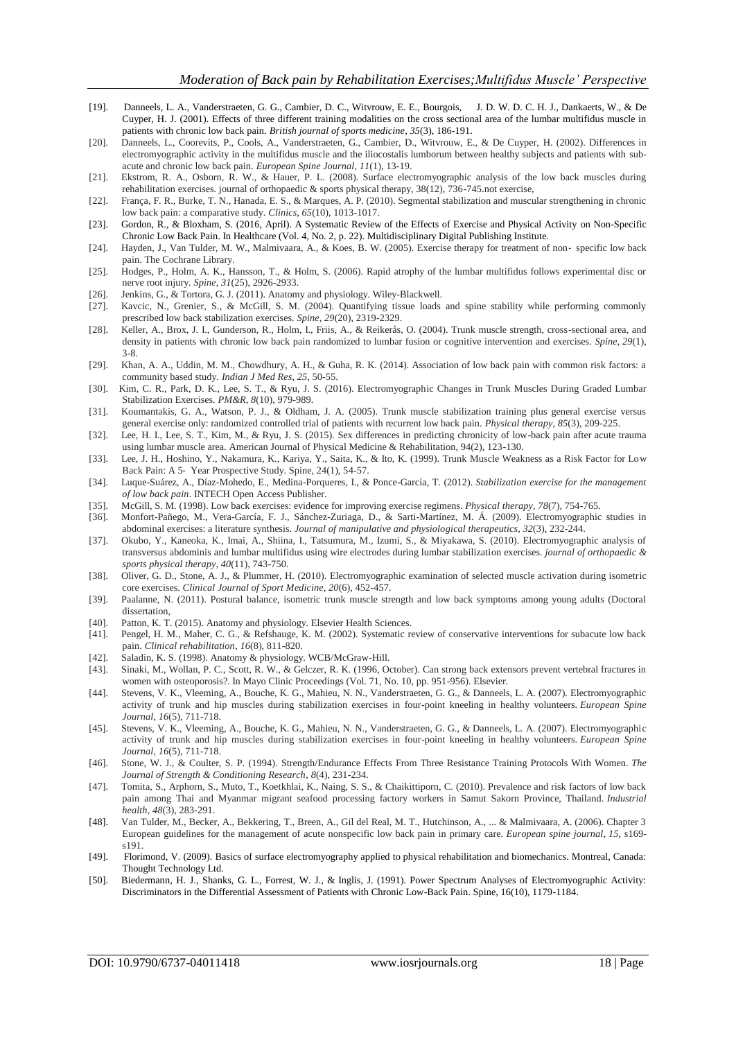[19]. Danneels, L. A., Vanderstraeten, G. G., Cambier, D. C., Witvrouw, E. E., Bourgois, J. D. W. D. C. H. J., Dankaerts, W., & De Cuyper, H. J. (2001). Effects of three different training modalities on the cross sectional area of the lumbar multifidus muscle in patients with chronic low back pain. *British journal of sports medicine*, *35*(3), 186-191.

[20]. Danneels, L., Coorevits, P., Cools, A., Vanderstraeten, G., Cambier, D., Witvrouw, E., & De Cuyper, H. (2002). Differences in electromyographic activity in the multifidus muscle and the iliocostalis lumborum between healthy subjects and patients with sub-acute and chronic low back pain. *European Spine Journal*, *11*(1), 13-19.

[21]. Ekstrom, R. A., Osborn, R. W., & Hauer, P. L. (2008). Surface electromyographic analysis of the low back muscles during rehabilitation exercises. journal of orthopaedic & sports physical therapy, 38(12), 736-745.not exercise,

[22]. França, F. R., Burke, T. N., Hanada, E. S., & Marques, A. P. (2010). Segmental stabilization and muscular strengthening in chronic low back pain: a comparative study. *Clinics*, *65*(10), 1013-1017.

[23]. Gordon, R., & Bloxham, S. (2016, April). A Systematic Review of the Effects of Exercise and Physical Activity on Non-Specific Chronic Low Back Pain. In Healthcare (Vol. 4, No. 2, p. 22). Multidisciplinary Digital Publishing Institute.

[24]. Hayden, J., Van Tulder, M. W., Malmivaara, A., & Koes, B. W. (2005). Exercise therapy for treatment of non‐ specific low back pain. The Cochrane Library.

[25]. Hodges, P., Holm, A. K., Hansson, T., & Holm, S. (2006). Rapid atrophy of the lumbar multifidus follows experimental disc or nerve root injury. *Spine*, *31*(25), 2926-2933.

[26]. Jenkins, G., & Tortora, G. J. (2011). Anatomy and physiology. Wiley-Blackwell.

[27]. Kavcic, N., Grenier, S., & McGill, S. M. (2004). Quantifying tissue loads and spine stability while performing commonly prescribed low back stabilization exercises. *Spine*, *29*(20), 2319-2329.

[28]. Keller, A., Brox, J. I., Gunderson, R., Holm, I., Friis, A., & Reikerås, O. (2004). Trunk muscle strength, cross-sectional area, and density in patients with chronic low back pain randomized to lumbar fusion or cognitive intervention and exercises. *Spine*, *29*(1), 3-8.

[29]. Khan, A. A., Uddin, M. M., Chowdhury, A. H., & Guha, R. K. (2014). Association of low back pain with common risk factors: a community based study. *Indian J Med Res*, *25*, 50-55.

[30]. Kim, C. R., Park, D. K., Lee, S. T., & Ryu, J. S. (2016). Electromyographic Changes in Trunk Muscles During Graded Lumbar Stabilization Exercises. *PM&R*, *8*(10), 979-989.

[31]. Koumantakis, G. A., Watson, P. J., & Oldham, J. A. (2005). Trunk muscle stabilization training plus general exercise versus general exercise only: randomized controlled trial of patients with recurrent low back pain. *Physical therapy*, *85*(3), 209-225.

[32]. Lee, H. I., Lee, S. T., Kim, M., & Ryu, J. S. (2015). Sex differences in predicting chronicity of low-back pain after acute trauma using lumbar muscle area. American Journal of Physical Medicine & Rehabilitation, 94(2), 123-130.

[33]. Lee, J. H., Hoshino, Y., Nakamura, K., Kariya, Y., Saita, K., & Ito, K. (1999). Trunk Muscle Weakness as a Risk Factor for Low Back Pain: A 5‐ Year Prospective Study. Spine, 24(1), 54-57.

[34]. Luque-Suárez, A., Díaz-Mohedo, E., Medina-Porqueres, I., & Ponce-García, T. (2012). *Stabilization exercise for the management of low back pain*. INTECH Open Access Publisher.

[35]. McGill, S. M. (1998). Low back exercises: evidence for improving exercise regimens. *Physical therapy*, *78*(7), 754-765.

[36]. Monfort-Pañego, M., Vera-García, F. J., Sánchez-Zuriaga, D., & Sarti-Martínez, M. Á. (2009). Electromyographic studies in abdominal exercises: a literature synthesis. *Journal of manipulative and physiological therapeutics*, *32*(3), 232-244.

[37]. Okubo, Y., Kaneoka, K., Imai, A., Shiina, I., Tatsumura, M., Izumi, S., & Miyakawa, S. (2010). Electromyographic analysis of transversus abdominis and lumbar multifidus using wire electrodes during lumbar stabilization exercises. *journal of orthopaedic & sports physical therapy*, *40*(11), 743-750.

[38]. Oliver, G. D., Stone, A. J., & Plummer, H. (2010). Electromyographic examination of selected muscle activation during isometric core exercises. *Clinical Journal of Sport Medicine*, *20*(6), 452-457.

[39]. Paalanne, N. (2011). Postural balance, isometric trunk muscle strength and low back symptoms among young adults (Doctoral dissertation,

[40]. Patton, K. T. (2015). Anatomy and physiology. Elsevier Health Sciences.

[41]. Pengel, H. M., Maher, C. G., & Refshauge, K. M. (2002). Systematic review of conservative interventions for subacute low back pain. *Clinical rehabilitation*, *16*(8), 811-820.

[42]. Saladin, K. S. (1998). Anatomy & physiology. WCB/McGraw-Hill.

[43]. Sinaki, M., Wollan, P. C., Scott, R. W., & Gelczer, R. K. (1996, October). Can strong back extensors prevent vertebral fractures in women with osteoporosis?. In Mayo Clinic Proceedings (Vol. 71, No. 10, pp. 951-956). Elsevier.

[44]. Stevens, V. K., Vleeming, A., Bouche, K. G., Mahieu, N. N., Vanderstraeten, G. G., & Danneels, L. A. (2007). Electromyographic activity of trunk and hip muscles during stabilization exercises in four-point kneeling in healthy volunteers. *European Spine Journal*, *16*(5), 711-718.

[45]. Stevens, V. K., Vleeming, A., Bouche, K. G., Mahieu, N. N., Vanderstraeten, G. G., & Danneels, L. A. (2007). Electromyographic activity of trunk and hip muscles during stabilization exercises in four-point kneeling in healthy volunteers. *European Spine Journal*, *16*(5), 711-718.

[46]. Stone, W. J., & Coulter, S. P. (1994). Strength/Endurance Effects From Three Resistance Training Protocols With Women. *The Journal of Strength & Conditioning Research*, *8*(4), 231-234.

[47]. Tomita, S., Arphorn, S., Muto, T., Koetkhlai, K., Naing, S. S., & Chaikittiporn, C. (2010). Prevalence and risk factors of low back pain among Thai and Myanmar migrant seafood processing factory workers in Samut Sakorn Province, Thailand. *Industrial health*, *48*(3), 283-291.

[48]. Van Tulder, M., Becker, A., Bekkering, T., Breen, A., Gil del Real, M. T., Hutchinson, A., ... & Malmivaara, A. (2006). Chapter 3 European guidelines for the management of acute nonspecific low back pain in primary care. *European spine journal*, *15*, s169-s191.

[49]. Florimond, V. (2009). Basics of surface electromyography applied to physical rehabilitation and biomechanics. Montreal, Canada: Thought Technology Ltd.

[50]. Biedermann, H. J., Shanks, G. L., Forrest, W. J., & Inglis, J. (1991). Power Spectrum Analyses of Electromyographic Activity: Discriminators in the Differential Assessment of Patients with Chronic Low-Back Pain. Spine, 16(10), 1179-1184.